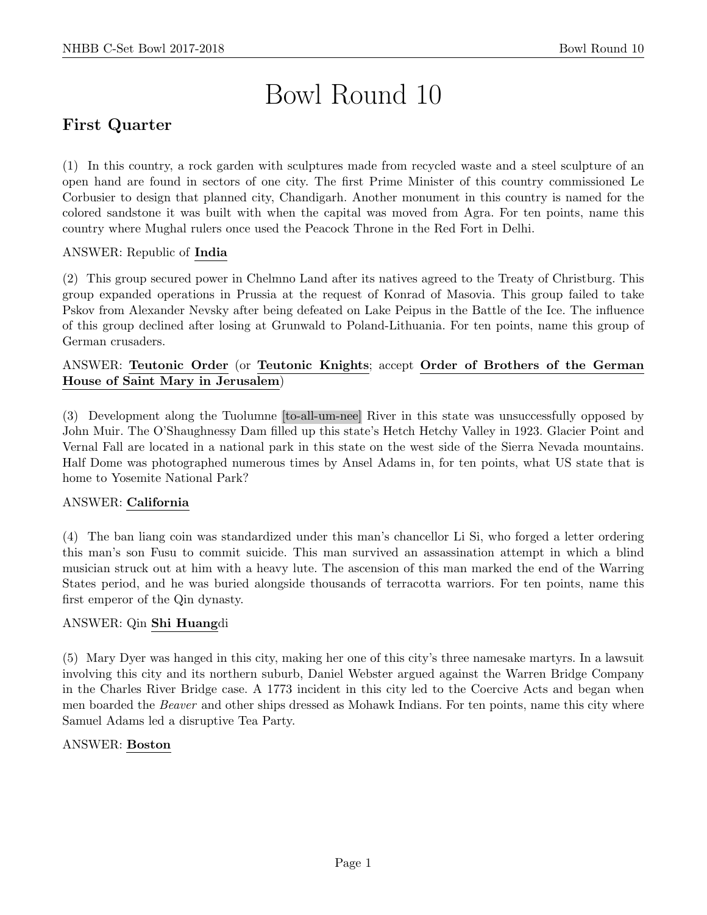# Bowl Round 10

## First Quarter

(1) In this country, a rock garden with sculptures made from recycled waste and a steel sculpture of an open hand are found in sectors of one city. The first Prime Minister of this country commissioned Le Corbusier to design that planned city, Chandigarh. Another monument in this country is named for the colored sandstone it was built with when the capital was moved from Agra. For ten points, name this country where Mughal rulers once used the Peacock Throne in the Red Fort in Delhi.

ANSWER: Republic of **India**

(2) This group secured power in Chelmno Land after its natives agreed to the Treaty of Christburg. This group expanded operations in Prussia at the request of Konrad of Masovia. This group failed to take Pskov from Alexander Nevsky after being defeated on Lake Peipus in the Battle of the Ice. The influence of this group declined after losing at Grunwald to Poland-Lithuania. For ten points, name this group of German crusaders.

ANSWER: **Teutonic Order** (or **Teutonic Knights**; accept **Order of Brothers of the German House of Saint Mary in Jerusalem**)

(3) Development along the Tuolumne [to-all-um-nee] River in this state was unsuccessfully opposed by John Muir. The O'Shaughnessy Dam filled up this state's Hetch Hetchy Valley in 1923. Glacier Point and Vernal Fall are located in a national park in this state on the west side of the Sierra Nevada mountains. Half Dome was photographed numerous times by Ansel Adams in, for ten points, what US state that is home to Yosemite National Park?

ANSWER: **California**

(4) The ban liang coin was standardized under this man's chancellor Li Si, who forged a letter ordering this man's son Fusu to commit suicide. This man survived an assassination attempt in which a blind musician struck out at him with a heavy lute. The ascension of this man marked the end of the Warring States period, and he was buried alongside thousands of terracotta warriors. For ten points, name this first emperor of the Qin dynasty.

ANSWER: Qin **Shi Huang**di

(5) Mary Dyer was hanged in this city, making her one of this city's three namesake martyrs. In a lawsuit involving this city and its northern suburb, Daniel Webster argued against the Warren Bridge Company in the Charles River Bridge case. A 1773 incident in this city led to the Coercive Acts and began when men boarded the *Beaver* and other ships dressed as Mohawk Indians. For ten points, name this city where Samuel Adams led a disruptive Tea Party.

ANSWER: **Boston**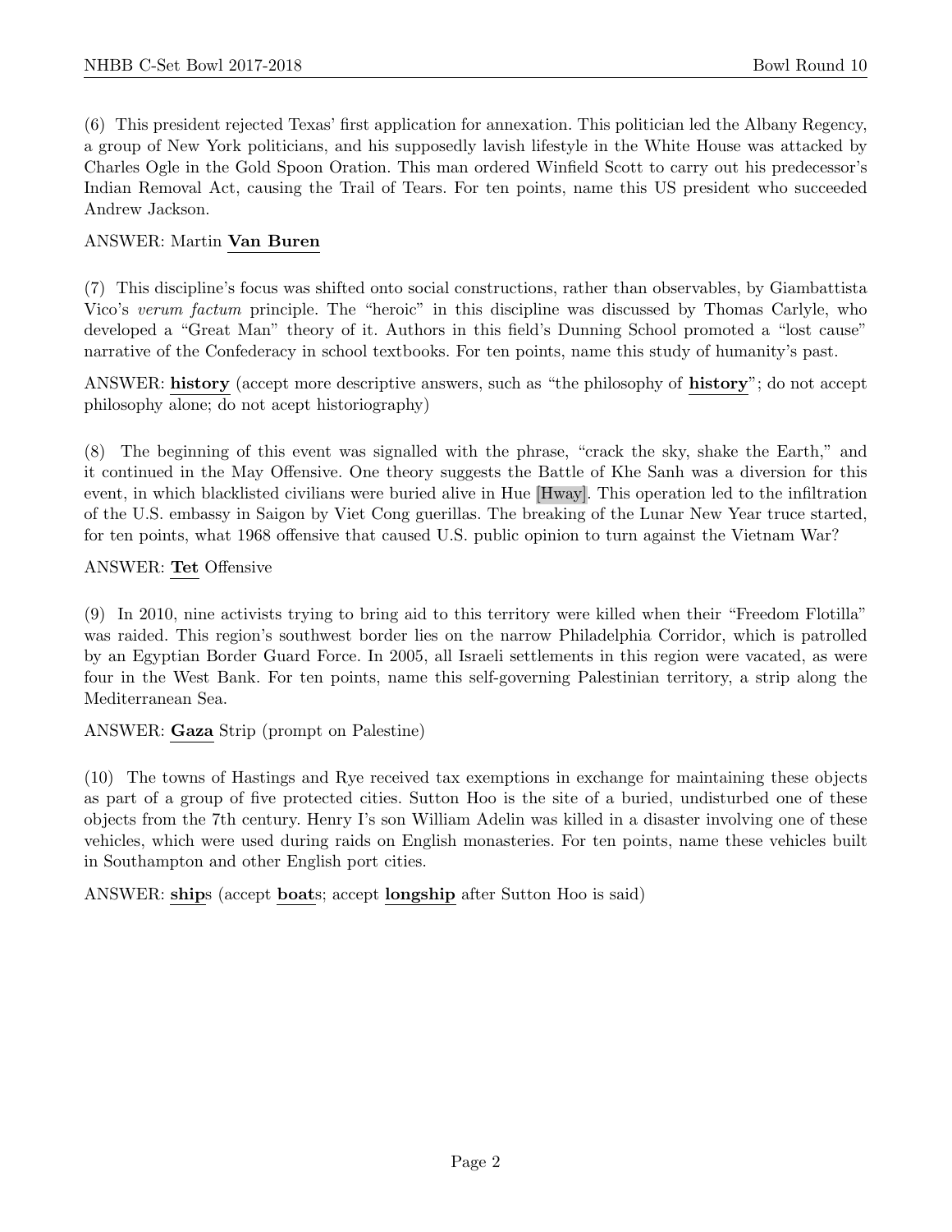(6) This president rejected Texas' first application for annexation. This politician led the Albany Regency, a group of New York politicians, and his supposedly lavish lifestyle in the White House was attacked by Charles Ogle in the Gold Spoon Oration. This man ordered Winfield Scott to carry out his predecessor's Indian Removal Act, causing the Trail of Tears. For ten points, name this US president who succeeded Andrew Jackson.

ANSWER: Martin **Van Buren**

(7) This discipline's focus was shifted onto social constructions, rather than observables, by Giambattista Vico's *verum factum* principle. The "heroic" in this discipline was discussed by Thomas Carlyle, who developed a "Great Man" theory of it. Authors in this field's Dunning School promoted a "lost cause" narrative of the Confederacy in school textbooks. For ten points, name this study of humanity's past.

ANSWER: **history** (accept more descriptive answers, such as "the philosophy of **history**"; do not accept philosophy alone; do not acept historiography)

(8) The beginning of this event was signalled with the phrase, "crack the sky, shake the Earth," and it continued in the May Offensive. One theory suggests the Battle of Khe Sanh was a diversion for this event, in which blacklisted civilians were buried alive in Hue [Hway]. This operation led to the infiltration of the U.S. embassy in Saigon by Viet Cong guerillas. The breaking of the Lunar New Year truce started, for ten points, what 1968 offensive that caused U.S. public opinion to turn against the Vietnam War?

ANSWER: **Tet** Offensive

(9) In 2010, nine activists trying to bring aid to this territory were killed when their "Freedom Flotilla" was raided. This region's southwest border lies on the narrow Philadelphia Corridor, which is patrolled by an Egyptian Border Guard Force. In 2005, all Israeli settlements in this region were vacated, as were four in the West Bank. For ten points, name this self-governing Palestinian territory, a strip along the Mediterranean Sea.

ANSWER: **Gaza** Strip (prompt on Palestine)

(10) The towns of Hastings and Rye received tax exemptions in exchange for maintaining these objects as part of a group of five protected cities. Sutton Hoo is the site of a buried, undisturbed one of these objects from the 7th century. Henry I's son William Adelin was killed in a disaster involving one of these vehicles, which were used during raids on English monasteries. For ten points, name these vehicles built in Southampton and other English port cities.

ANSWER: **ship**s (accept **boat**s; accept **longship** after Sutton Hoo is said)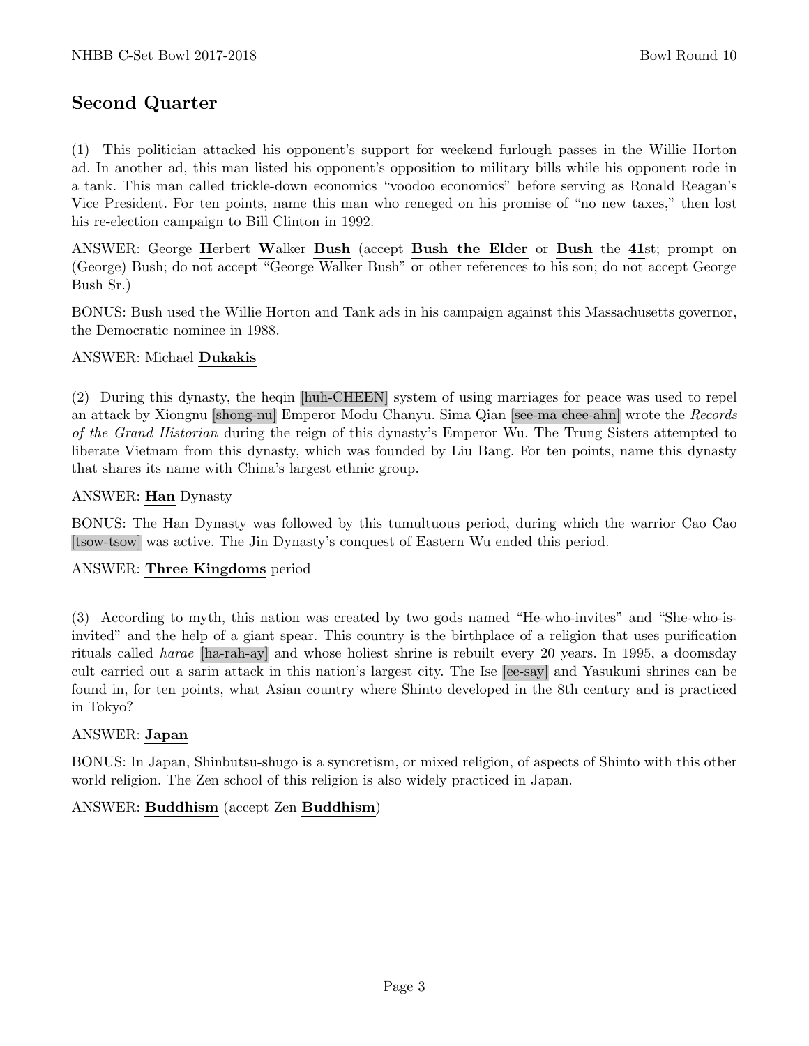## Second Quarter

(1) This politician attacked his opponent's support for weekend furlough passes in the Willie Horton ad. In another ad, this man listed his opponent's opposition to military bills while his opponent rode in a tank. This man called trickle-down economics "voodoo economics" before serving as Ronald Reagan's Vice President. For ten points, name this man who reneged on his promise of "no new taxes," then lost his re-election campaign to Bill Clinton in 1992.

ANSWER: George **H**erbert **W**alker **Bush** (accept **Bush the Elder** or **Bush** the **41**st; prompt on (George) Bush; do not accept "George Walker Bush" or other references to his son; do not accept George Bush Sr.)

BONUS: Bush used the Willie Horton and Tank ads in his campaign against this Massachusetts governor, the Democratic nominee in 1988.

ANSWER: Michael **Dukakis**

(2) During this dynasty, the heqin [huh-CHEEN] system of using marriages for peace was used to repel an attack by Xiongnu [shong-nu] Emperor Modu Chanyu. Sima Qian [see-ma chee-ahn] wrote the *Records of the Grand Historian* during the reign of this dynasty's Emperor Wu. The Trung Sisters attempted to liberate Vietnam from this dynasty, which was founded by Liu Bang. For ten points, name this dynasty that shares its name with China's largest ethnic group.

ANSWER: **Han** Dynasty

BONUS: The Han Dynasty was followed by this tumultuous period, during which the warrior Cao Cao [tsow-tsow] was active. The Jin Dynasty's conquest of Eastern Wu ended this period.

ANSWER: **Three Kingdoms** period

(3) According to myth, this nation was created by two gods named "He-who-invites" and "She-who-is-invited" and the help of a giant spear. This country is the birthplace of a religion that uses purification rituals called *harae* [ha-rah-ay] and whose holiest shrine is rebuilt every 20 years. In 1995, a doomsday cult carried out a sarin attack in this nation's largest city. The Ise [ee-say] and Yasukuni shrines can be found in, for ten points, what Asian country where Shinto developed in the 8th century and is practiced in Tokyo?

ANSWER: **Japan**

BONUS: In Japan, Shinbutsu-shugo is a syncretism, or mixed religion, of aspects of Shinto with this other world religion. The Zen school of this religion is also widely practiced in Japan.

ANSWER: **Buddhism** (accept Zen **Buddhism**)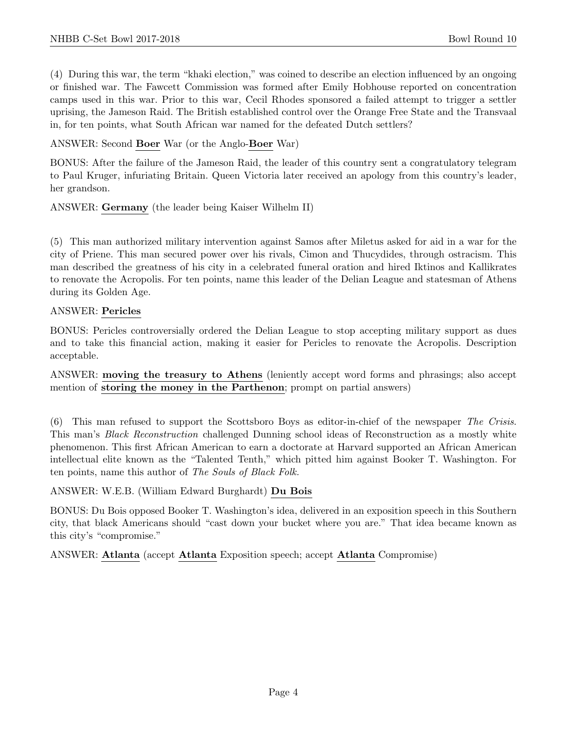(4) During this war, the term "khaki election," was coined to describe an election influenced by an ongoing or finished war. The Fawcett Commission was formed after Emily Hobhouse reported on concentration camps used in this war. Prior to this war, Cecil Rhodes sponsored a failed attempt to trigger a settler uprising, the Jameson Raid. The British established control over the Orange Free State and the Transvaal in, for ten points, what South African war named for the defeated Dutch settlers?

ANSWER: Second **Boer** War (or the Anglo-**Boer** War)

BONUS: After the failure of the Jameson Raid, the leader of this country sent a congratulatory telegram to Paul Kruger, infuriating Britain. Queen Victoria later received an apology from this country's leader, her grandson.

ANSWER: **Germany** (the leader being Kaiser Wilhelm II)

(5) This man authorized military intervention against Samos after Miletus asked for aid in a war for the city of Priene. This man secured power over his rivals, Cimon and Thucydides, through ostracism. This man described the greatness of his city in a celebrated funeral oration and hired Iktinos and Kallikrates to renovate the Acropolis. For ten points, name this leader of the Delian League and statesman of Athens during its Golden Age.

ANSWER: **Pericles**

BONUS: Pericles controversially ordered the Delian League to stop accepting military support as dues and to take this financial action, making it easier for Pericles to renovate the Acropolis. Description acceptable.

ANSWER: **moving the treasury to Athens** (leniently accept word forms and phrasings; also accept mention of **storing the money in the Parthenon**; prompt on partial answers)

(6) This man refused to support the Scottsboro Boys as editor-in-chief of the newspaper *The Crisis*. This man's *Black Reconstruction* challenged Dunning school ideas of Reconstruction as a mostly white phenomenon. This first African American to earn a doctorate at Harvard supported an African American intellectual elite known as the "Talented Tenth," which pitted him against Booker T. Washington. For ten points, name this author of *The Souls of Black Folk*.

ANSWER: W.E.B. (William Edward Burghardt) **Du Bois**

BONUS: Du Bois opposed Booker T. Washington's idea, delivered in an exposition speech in this Southern city, that black Americans should "cast down your bucket where you are." That idea became known as this city's "compromise."

ANSWER: **Atlanta** (accept **Atlanta** Exposition speech; accept **Atlanta** Compromise)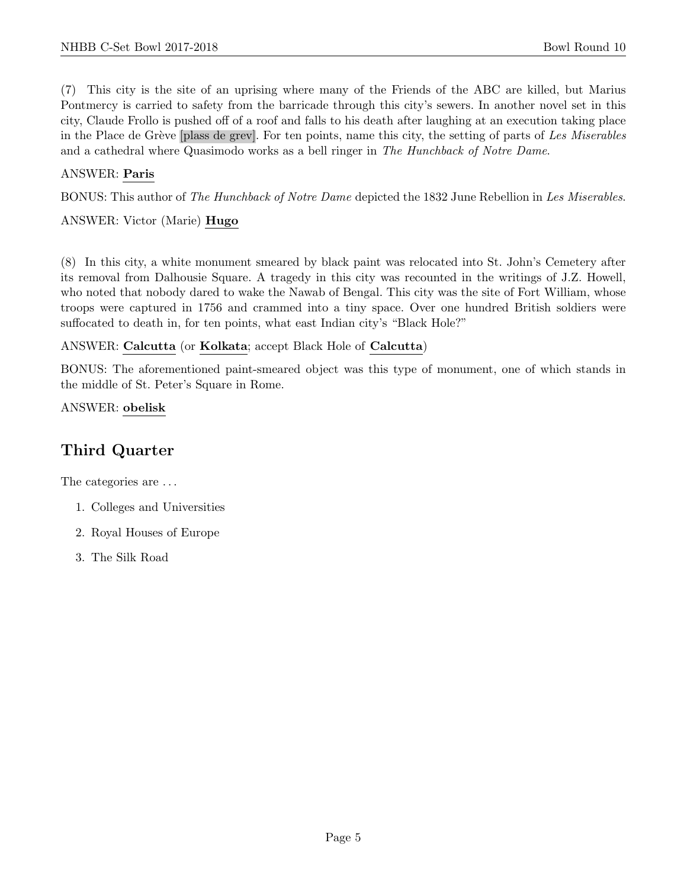(7) This city is the site of an uprising where many of the Friends of the ABC are killed, but Marius Pontmercy is carried to safety from the barricade through this city's sewers. In another novel set in this city, Claude Frollo is pushed off of a roof and falls to his death after laughing at an execution taking place in the Place de Grève [plass de grev]. For ten points, name this city, the setting of parts of *Les Miserables* and a cathedral where Quasimodo works as a bell ringer in *The Hunchback of Notre Dame*.

ANSWER: **Paris**

BONUS: This author of *The Hunchback of Notre Dame* depicted the 1832 June Rebellion in *Les Miserables*.

ANSWER: Victor (Marie) **Hugo**

(8) In this city, a white monument smeared by black paint was relocated into St. John's Cemetery after its removal from Dalhousie Square. A tragedy in this city was recounted in the writings of J.Z. Howell, who noted that nobody dared to wake the Nawab of Bengal. This city was the site of Fort William, whose troops were captured in 1756 and crammed into a tiny space. Over one hundred British soldiers were suffocated to death in, for ten points, what east Indian city's "Black Hole?"

ANSWER: **Calcutta** (or **Kolkata**; accept Black Hole of **Calcutta**)

BONUS: The aforementioned paint-smeared object was this type of monument, one of which stands in the middle of St. Peter's Square in Rome.

ANSWER: **obelisk**

## Third Quarter

The categories are ...

1. Colleges and Universities
2. Royal Houses of Europe
3. The Silk Road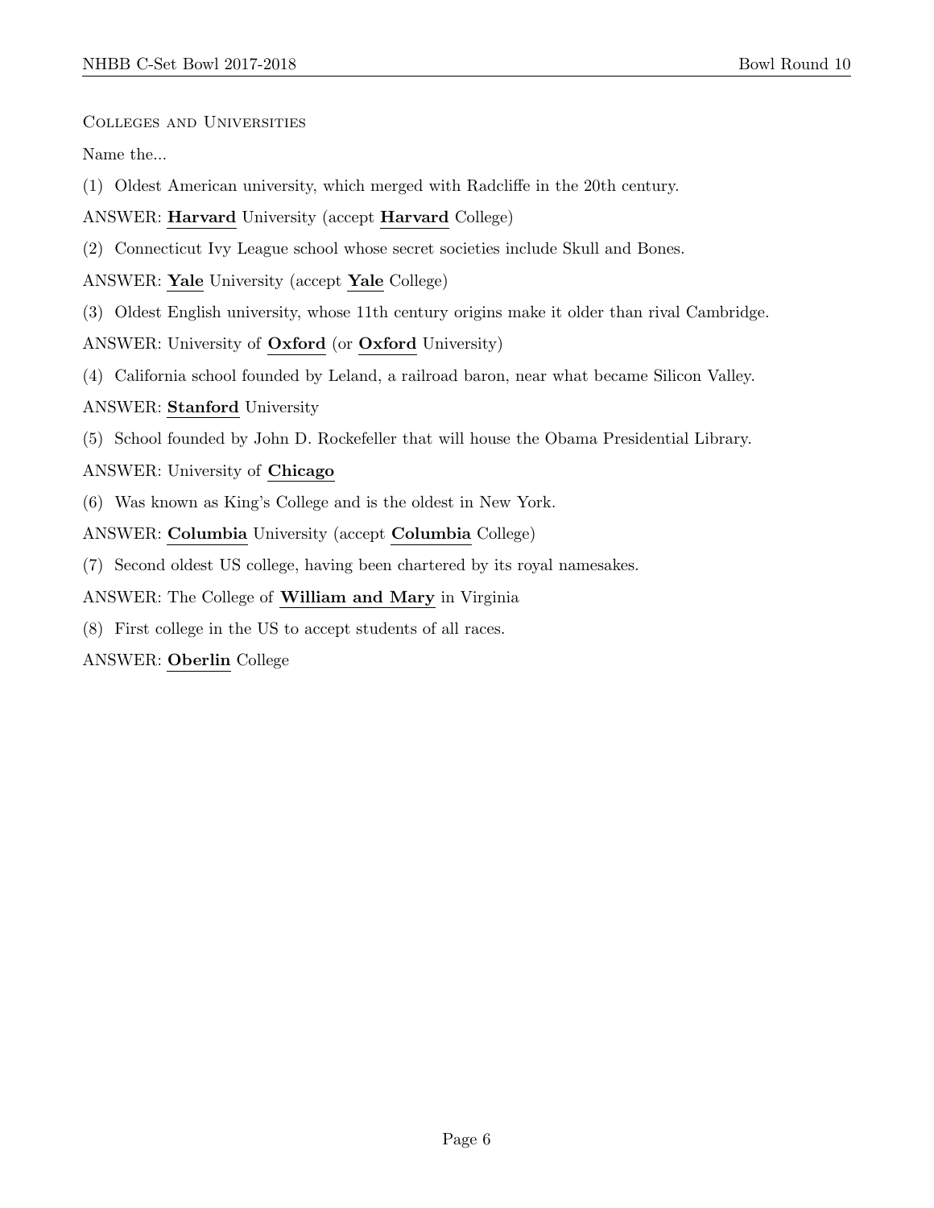## Colleges and Universities

Name the...

(1) Oldest American university, which merged with Radcliffe in the 20th century.

ANSWER: **Harvard** University (accept **Harvard** College)

(2) Connecticut Ivy League school whose secret societies include Skull and Bones.

ANSWER: **Yale** University (accept **Yale** College)

(3) Oldest English university, whose 11th century origins make it older than rival Cambridge.

ANSWER: University of **Oxford** (or **Oxford** University)

(4) California school founded by Leland, a railroad baron, near what became Silicon Valley.

ANSWER: **Stanford** University

(5) School founded by John D. Rockefeller that will house the Obama Presidential Library.

ANSWER: University of **Chicago**

(6) Was known as King's College and is the oldest in New York.

ANSWER: **Columbia** University (accept **Columbia** College)

(7) Second oldest US college, having been chartered by its royal namesakes.

ANSWER: The College of **William and Mary** in Virginia

(8) First college in the US to accept students of all races.

ANSWER: **Oberlin** College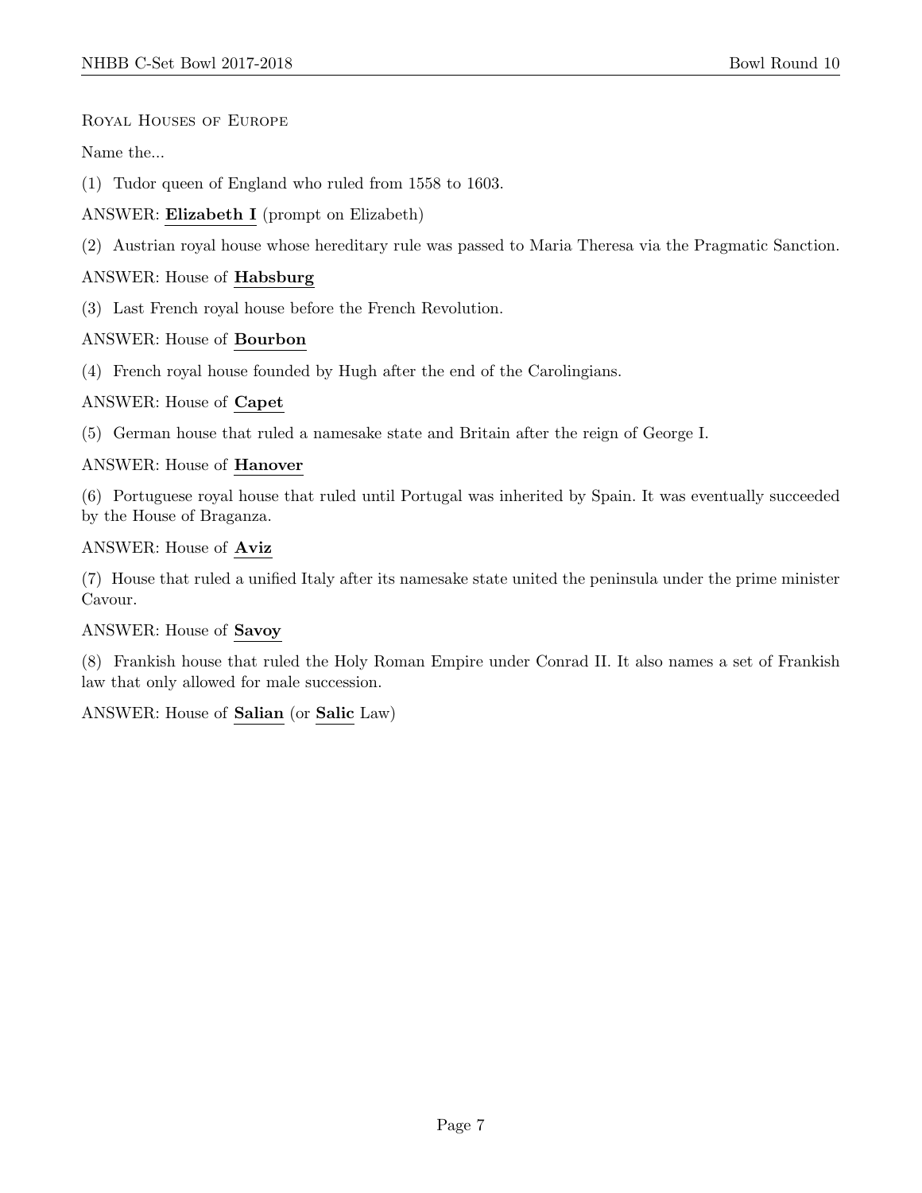Royal Houses of Europe

Name the...

(1) Tudor queen of England who ruled from 1558 to 1603.

ANSWER: **Elizabeth I** (prompt on Elizabeth)

(2) Austrian royal house whose hereditary rule was passed to Maria Theresa via the Pragmatic Sanction.

ANSWER: House of **Habsburg**

(3) Last French royal house before the French Revolution.

ANSWER: House of **Bourbon**

(4) French royal house founded by Hugh after the end of the Carolingians.

ANSWER: House of **Capet**

(5) German house that ruled a namesake state and Britain after the reign of George I.

ANSWER: House of **Hanover**

(6) Portuguese royal house that ruled until Portugal was inherited by Spain. It was eventually succeeded by the House of Braganza.

ANSWER: House of **Aviz**

(7) House that ruled a unified Italy after its namesake state united the peninsula under the prime minister Cavour.

ANSWER: House of **Savoy**

(8) Frankish house that ruled the Holy Roman Empire under Conrad II. It also names a set of Frankish law that only allowed for male succession.

ANSWER: House of **Salian** (or **Salic** Law)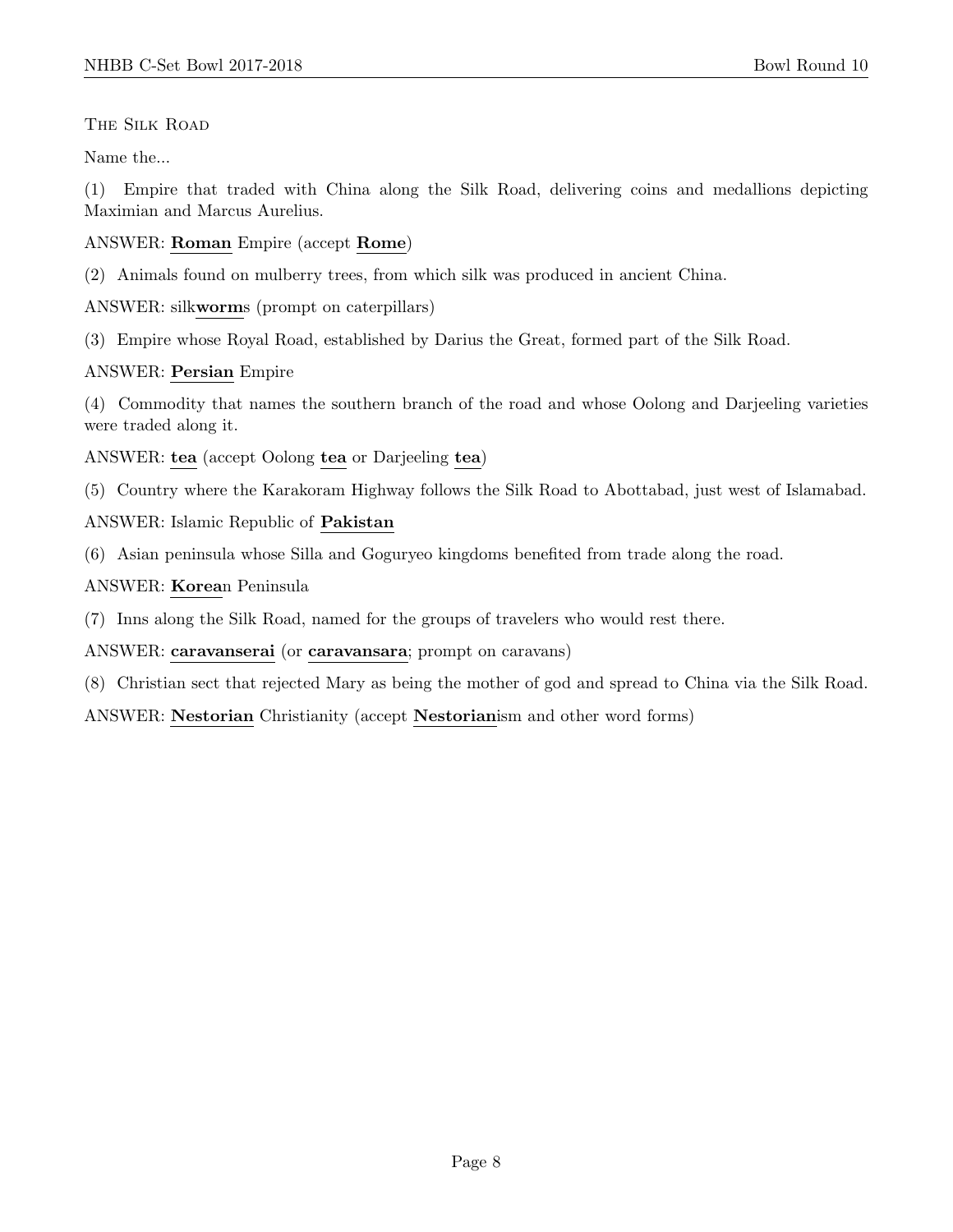THE SILK ROAD

Name the...

(1) Empire that traded with China along the Silk Road, delivering coins and medallions depicting Maximian and Marcus Aurelius.

ANSWER: **Roman** Empire (accept **Rome**)

(2) Animals found on mulberry trees, from which silk was produced in ancient China.

ANSWER: silk**worm**s (prompt on caterpillars)

(3) Empire whose Royal Road, established by Darius the Great, formed part of the Silk Road.

ANSWER: **Persian** Empire

(4) Commodity that names the southern branch of the road and whose Oolong and Darjeeling varieties were traded along it.

ANSWER: **tea** (accept Oolong **tea** or Darjeeling **tea**)

(5) Country where the Karakoram Highway follows the Silk Road to Abottabad, just west of Islamabad.

ANSWER: Islamic Republic of **Pakistan**

(6) Asian peninsula whose Silla and Goguryeo kingdoms benefited from trade along the road.

ANSWER: **Korea**n Peninsula

(7) Inns along the Silk Road, named for the groups of travelers who would rest there.

ANSWER: **caravanserai** (or **caravansara**; prompt on caravans)

(8) Christian sect that rejected Mary as being the mother of god and spread to China via the Silk Road.

ANSWER: **Nestorian** Christianity (accept **Nestorian**ism and other word forms)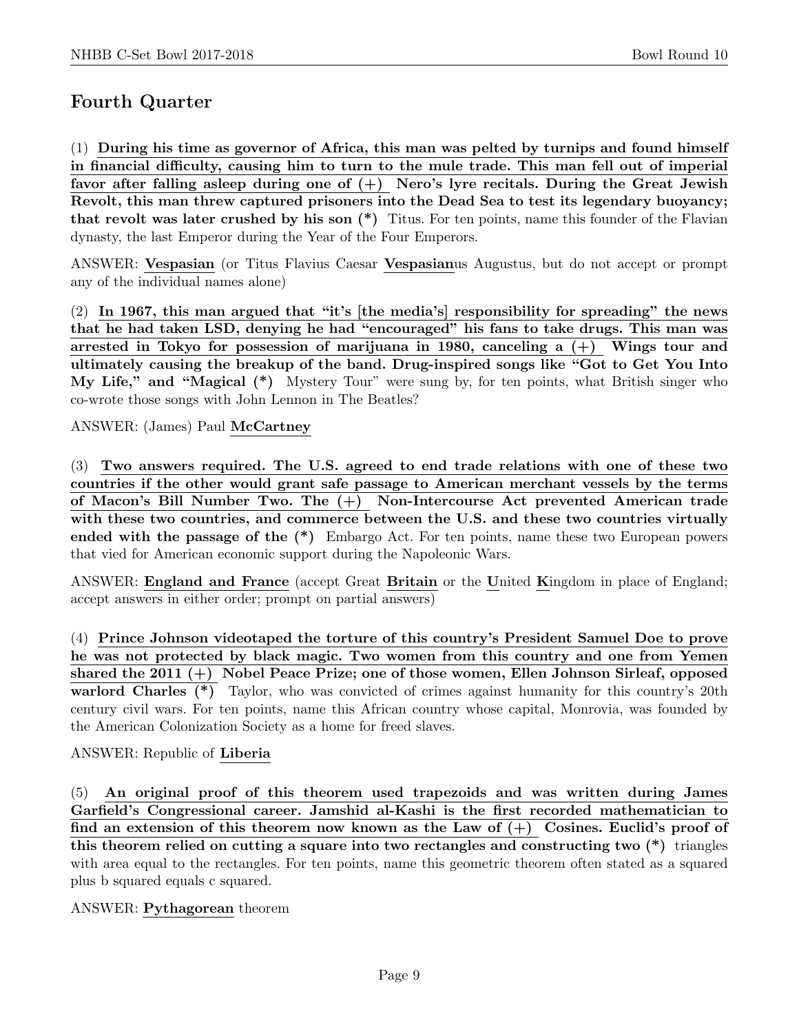## Fourth Quarter

(1) **During his time as governor of Africa, this man was pelted by turnips and found himself in financial difficulty, causing him to turn to the mule trade. This man fell out of imperial favor after falling asleep during one of (+) Nero's lyre recitals. During the Great Jewish Revolt, this man threw captured prisoners into the Dead Sea to test its legendary buoyancy; that revolt was later crushed by his son (*)** Titus. For ten points, name this founder of the Flavian dynasty, the last Emperor during the Year of the Four Emperors.

ANSWER: **Vespasian** (or Titus Flavius Caesar **Vespasian**us Augustus, but do not accept or prompt any of the individual names alone)

(2) **In 1967, this man argued that "it's [the media's] responsibility for spreading" the news that he had taken LSD, denying he had "encouraged" his fans to take drugs. This man was arrested in Tokyo for possession of marijuana in 1980, canceling a (+) Wings tour and ultimately causing the breakup of the band. Drug-inspired songs like "Got to Get You Into My Life," and "Magical (*)** Mystery Tour" were sung by, for ten points, what British singer who co-wrote those songs with John Lennon in The Beatles?

ANSWER: (James) Paul **McCartney**

(3) **Two answers required. The U.S. agreed to end trade relations with one of these two countries if the other would grant safe passage to American merchant vessels by the terms of Macon's Bill Number Two. The (+) Non-Intercourse Act prevented American trade with these two countries, and commerce between the U.S. and these two countries virtually ended with the passage of the (*)** Embargo Act. For ten points, name these two European powers that vied for American economic support during the Napoleonic Wars.

ANSWER: **England and France** (accept Great **Britain** or the **U**nited **K**ingdom in place of England; accept answers in either order; prompt on partial answers)

(4) **Prince Johnson videotaped the torture of this country's President Samuel Doe to prove he was not protected by black magic. Two women from this country and one from Yemen shared the 2011 (+) Nobel Peace Prize; one of those women, Ellen Johnson Sirleaf, opposed warlord Charles (*)** Taylor, who was convicted of crimes against humanity for this country's 20th century civil wars. For ten points, name this African country whose capital, Monrovia, was founded by the American Colonization Society as a home for freed slaves.

ANSWER: Republic of **Liberia**

(5) **An original proof of this theorem used trapezoids and was written during James Garfield's Congressional career. Jamshid al-Kashi is the first recorded mathematician to find an extension of this theorem now known as the Law of (+) Cosines. Euclid's proof of this theorem relied on cutting a square into two rectangles and constructing two (*)** triangles with area equal to the rectangles. For ten points, name this geometric theorem often stated as a squared plus b squared equals c squared.

ANSWER: **Pythagorean** theorem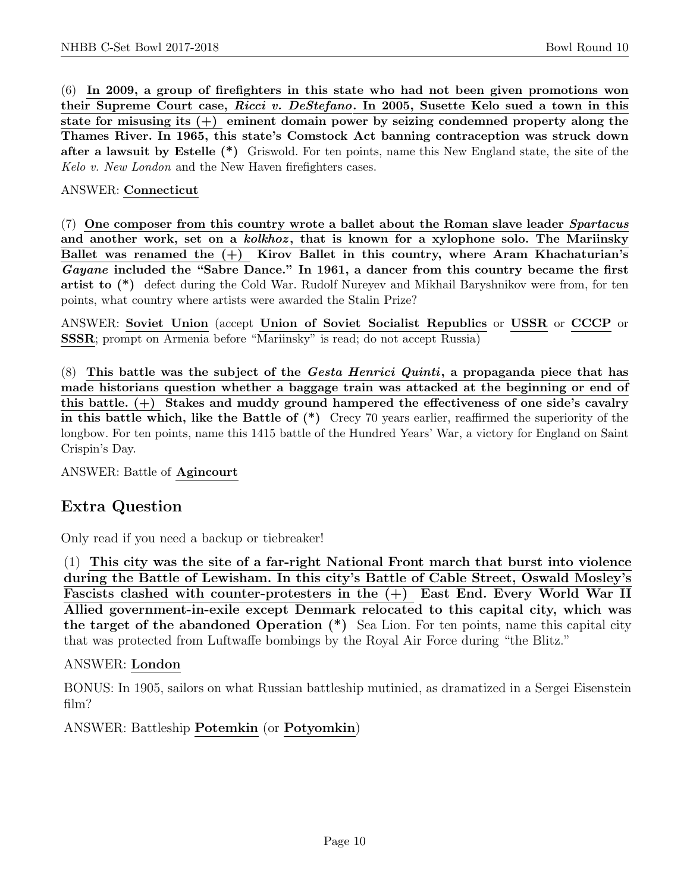(6) **In 2009, a group of firefighters in this state who had not been given promotions won their Supreme Court case, *Ricci v. DeStefano*. In 2005, Susette Kelo sued a town in this state for misusing its (+) eminent domain power by seizing condemned property along the Thames River. In 1965, this state's Comstock Act banning contraception was struck down after a lawsuit by Estelle (*)** Griswold. For ten points, name this New England state, the site of the *Kelo v. New London* and the New Haven firefighters cases.

ANSWER: **Connecticut**

(7) **One composer from this country wrote a ballet about the Roman slave leader *Spartacus* and another work, set on a *kolkhoz*, that is known for a xylophone solo. The Mariinsky Ballet was renamed the (+) Kirov Ballet in this country, where Aram Khachaturian's *Gayane* included the "Sabre Dance." In 1961, a dancer from this country became the first artist to (*)** defect during the Cold War. Rudolf Nureyev and Mikhail Baryshnikov were from, for ten points, what country where artists were awarded the Stalin Prize?

ANSWER: **Soviet Union** (accept **Union of Soviet Socialist Republics** or **USSR** or **CCCP** or **SSSR**; prompt on Armenia before "Mariinsky" is read; do not accept Russia)

(8) **This battle was the subject of the *Gesta Henrici Quinti*, a propaganda piece that has made historians question whether a baggage train was attacked at the beginning or end of this battle. (+) Stakes and muddy ground hampered the effectiveness of one side's cavalry in this battle which, like the Battle of (*)** Crecy 70 years earlier, reaffirmed the superiority of the longbow. For ten points, name this 1415 battle of the Hundred Years' War, a victory for England on Saint Crispin's Day.

ANSWER: Battle of **Agincourt**

## Extra Question

Only read if you need a backup or tiebreaker!

(1) **This city was the site of a far-right National Front march that burst into violence during the Battle of Lewisham. In this city's Battle of Cable Street, Oswald Mosley's Fascists clashed with counter-protesters in the (+) East End. Every World War II Allied government-in-exile except Denmark relocated to this capital city, which was the target of the abandoned Operation (*)** Sea Lion. For ten points, name this capital city that was protected from Luftwaffe bombings by the Royal Air Force during "the Blitz."

ANSWER: **London**

BONUS: In 1905, sailors on what Russian battleship mutinied, as dramatized in a Sergei Eisenstein film?

ANSWER: Battleship **Potemkin** (or **Potyomkin**)